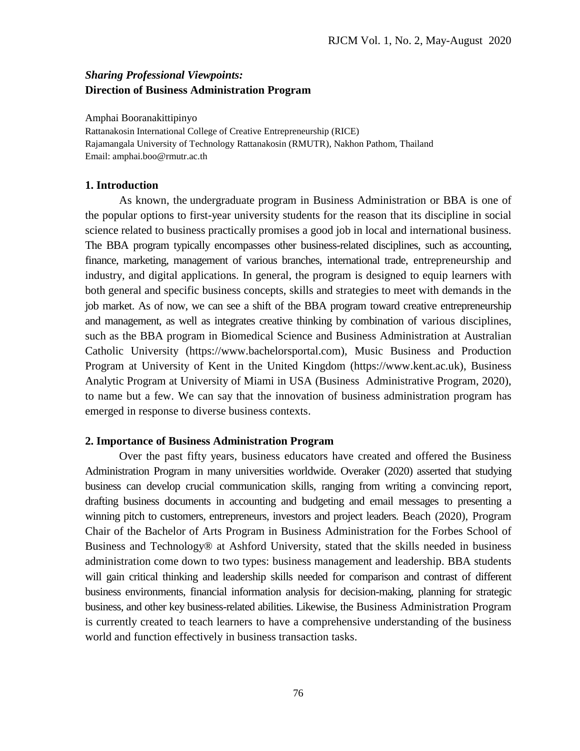*Sharing Professional Viewpoints:*
**Direction of Business Administration Program**

Amphai Booranakittipinyo
Rattanakosin International College of Creative Entrepreneurship (RICE)
Rajamangala University of Technology Rattanakosin (RMUTR), Nakhon Pathom, Thailand
Email: amphai.boo@rmutr.ac.th

## 1. Introduction

As known, the undergraduate program in Business Administration or BBA is one of the popular options to first-year university students for the reason that its discipline in social science related to business practically promises a good job in local and international business. The BBA program typically encompasses other business-related disciplines, such as accounting, finance, marketing, management of various branches, international trade, entrepreneurship and industry, and digital applications. In general, the program is designed to equip learners with both general and specific business concepts, skills and strategies to meet with demands in the job market. As of now, we can see a shift of the BBA program toward creative entrepreneurship and management, as well as integrates creative thinking by combination of various disciplines, such as the BBA program in Biomedical Science and Business Administration at Australian Catholic University (https://www.bachelorsportal.com), Music Business and Production Program at University of Kent in the United Kingdom (https://www.kent.ac.uk), Business Analytic Program at University of Miami in USA (Business Administrative Program, 2020), to name but a few. We can say that the innovation of business administration program has emerged in response to diverse business contexts.

## 2. Importance of Business Administration Program

Over the past fifty years, business educators have created and offered the Business Administration Program in many universities worldwide. Overaker (2020) asserted that studying business can develop crucial communication skills, ranging from writing a convincing report, drafting business documents in accounting and budgeting and email messages to presenting a winning pitch to customers, entrepreneurs, investors and project leaders. Beach (2020), Program Chair of the Bachelor of Arts Program in Business Administration for the Forbes School of Business and Technology® at Ashford University, stated that the skills needed in business administration come down to two types: business management and leadership. BBA students will gain critical thinking and leadership skills needed for comparison and contrast of different business environments, financial information analysis for decision-making, planning for strategic business, and other key business-related abilities. Likewise, the Business Administration Program is currently created to teach learners to have a comprehensive understanding of the business world and function effectively in business transaction tasks.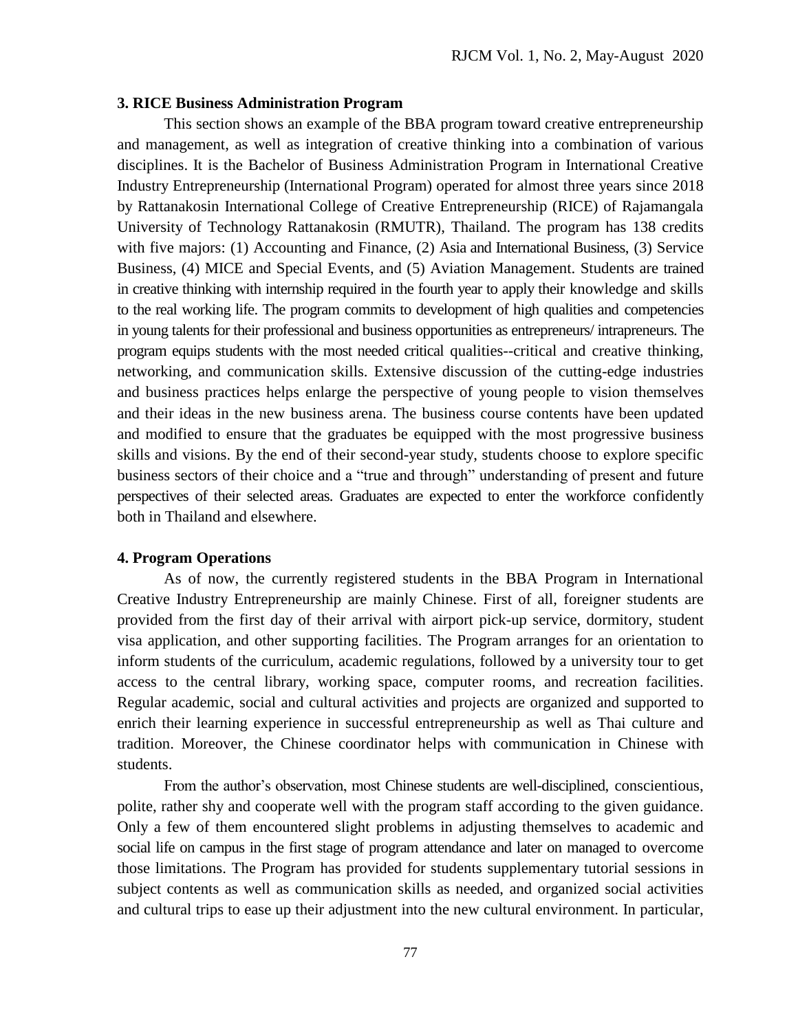### 3. RICE Business Administration Program

This section shows an example of the BBA program toward creative entrepreneurship and management, as well as integration of creative thinking into a combination of various disciplines. It is the Bachelor of Business Administration Program in International Creative Industry Entrepreneurship (International Program) operated for almost three years since 2018 by Rattanakosin International College of Creative Entrepreneurship (RICE) of Rajamangala University of Technology Rattanakosin (RMUTR), Thailand. The program has 138 credits with five majors: (1) Accounting and Finance, (2) Asia and International Business, (3) Service Business, (4) MICE and Special Events, and (5) Aviation Management. Students are trained in creative thinking with internship required in the fourth year to apply their knowledge and skills to the real working life. The program commits to development of high qualities and competencies in young talents for their professional and business opportunities as entrepreneurs/ intrapreneurs. The program equips students with the most needed critical qualities--critical and creative thinking, networking, and communication skills. Extensive discussion of the cutting-edge industries and business practices helps enlarge the perspective of young people to vision themselves and their ideas in the new business arena. The business course contents have been updated and modified to ensure that the graduates be equipped with the most progressive business skills and visions. By the end of their second-year study, students choose to explore specific business sectors of their choice and a "true and through" understanding of present and future perspectives of their selected areas. Graduates are expected to enter the workforce confidently both in Thailand and elsewhere.

### 4. Program Operations

As of now, the currently registered students in the BBA Program in International Creative Industry Entrepreneurship are mainly Chinese. First of all, foreigner students are provided from the first day of their arrival with airport pick-up service, dormitory, student visa application, and other supporting facilities. The Program arranges for an orientation to inform students of the curriculum, academic regulations, followed by a university tour to get access to the central library, working space, computer rooms, and recreation facilities. Regular academic, social and cultural activities and projects are organized and supported to enrich their learning experience in successful entrepreneurship as well as Thai culture and tradition. Moreover, the Chinese coordinator helps with communication in Chinese with students.

From the author's observation, most Chinese students are well-disciplined, conscientious, polite, rather shy and cooperate well with the program staff according to the given guidance. Only a few of them encountered slight problems in adjusting themselves to academic and social life on campus in the first stage of program attendance and later on managed to overcome those limitations. The Program has provided for students supplementary tutorial sessions in subject contents as well as communication skills as needed, and organized social activities and cultural trips to ease up their adjustment into the new cultural environment. In particular,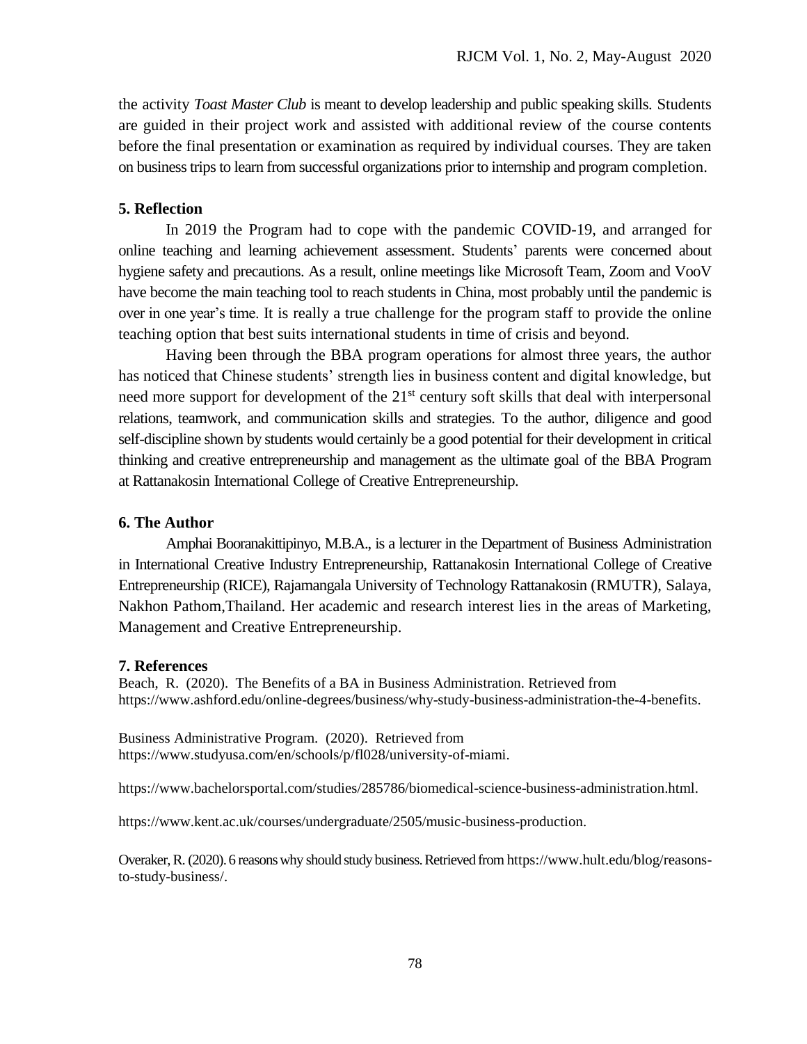the activity *Toast Master Club* is meant to develop leadership and public speaking skills. Students are guided in their project work and assisted with additional review of the course contents before the final presentation or examination as required by individual courses. They are taken on business trips to learn from successful organizations prior to internship and program completion.

**5. Reflection**

In 2019 the Program had to cope with the pandemic COVID-19, and arranged for online teaching and learning achievement assessment. Students' parents were concerned about hygiene safety and precautions. As a result, online meetings like Microsoft Team, Zoom and VooV have become the main teaching tool to reach students in China, most probably until the pandemic is over in one year's time. It is really a true challenge for the program staff to provide the online teaching option that best suits international students in time of crisis and beyond.

Having been through the BBA program operations for almost three years, the author has noticed that Chinese students' strength lies in business content and digital knowledge, but need more support for development of the 21st century soft skills that deal with interpersonal relations, teamwork, and communication skills and strategies. To the author, diligence and good self-discipline shown by students would certainly be a good potential for their development in critical thinking and creative entrepreneurship and management as the ultimate goal of the BBA Program at Rattanakosin International College of Creative Entrepreneurship.

**6. The Author**

Amphai Booranakittipinyo, M.B.A., is a lecturer in the Department of Business Administration in International Creative Industry Entrepreneurship, Rattanakosin International College of Creative Entrepreneurship (RICE), Rajamangala University of Technology Rattanakosin (RMUTR), Salaya, Nakhon Pathom,Thailand. Her academic and research interest lies in the areas of Marketing, Management and Creative Entrepreneurship.

**7. References**

Beach, R. (2020). The Benefits of a BA in Business Administration. Retrieved from https://www.ashford.edu/online-degrees/business/why-study-business-administration-the-4-benefits.

Business Administrative Program. (2020). Retrieved from https://www.studyusa.com/en/schools/p/fl028/university-of-miami.

https://www.bachelorsportal.com/studies/285786/biomedical-science-business-administration.html.

https://www.kent.ac.uk/courses/undergraduate/2505/music-business-production.

Overaker, R. (2020). 6 reasons why should study business. Retrieved from https://www.hult.edu/blog/reasons-to-study-business/.